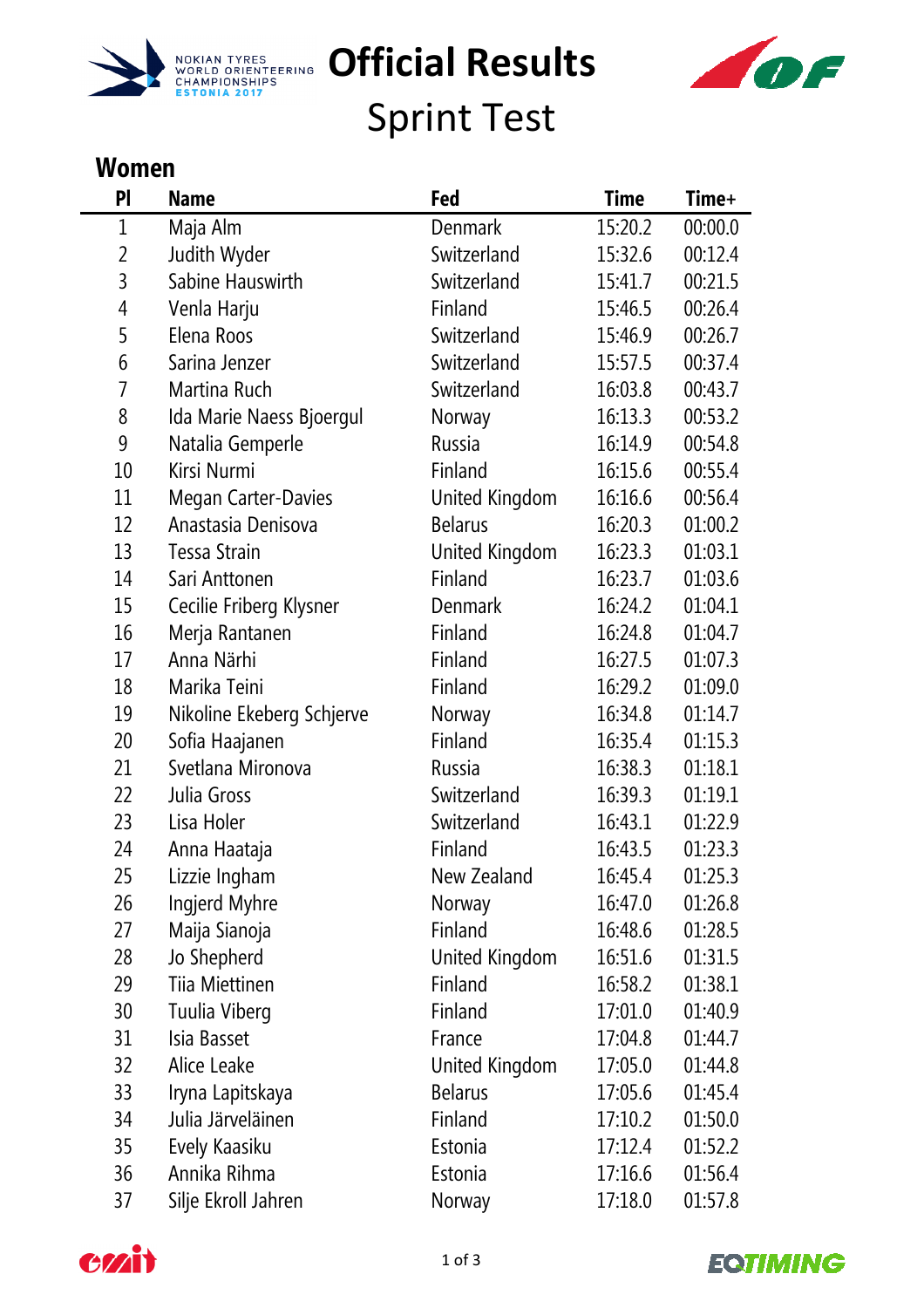NOKIAN TYRES WORLD ORIENTEERING CHAMPIONSHIPS ESTONIA 2017

# Official Results

## Sprint Test

### Women

| Pl | Name | Fed | Time | Time+ |
|---|---|---|---|---|
| 1 | Maja Alm | Denmark | 15:20.2 | 00:00.0 |
| 2 | Judith Wyder | Switzerland | 15:32.6 | 00:12.4 |
| 3 | Sabine Hauswirth | Switzerland | 15:41.7 | 00:21.5 |
| 4 | Venla Harju | Finland | 15:46.5 | 00:26.4 |
| 5 | Elena Roos | Switzerland | 15:46.9 | 00:26.7 |
| 6 | Sarina Jenzer | Switzerland | 15:57.5 | 00:37.4 |
| 7 | Martina Ruch | Switzerland | 16:03.8 | 00:43.7 |
| 8 | Ida Marie Naess Bjoergul | Norway | 16:13.3 | 00:53.2 |
| 9 | Natalia Gemperle | Russia | 16:14.9 | 00:54.8 |
| 10 | Kirsi Nurmi | Finland | 16:15.6 | 00:55.4 |
| 11 | Megan Carter-Davies | United Kingdom | 16:16.6 | 00:56.4 |
| 12 | Anastasia Denisova | Belarus | 16:20.3 | 01:00.2 |
| 13 | Tessa Strain | United Kingdom | 16:23.3 | 01:03.1 |
| 14 | Sari Anttonen | Finland | 16:23.7 | 01:03.6 |
| 15 | Cecilie Friberg Klysner | Denmark | 16:24.2 | 01:04.1 |
| 16 | Merja Rantanen | Finland | 16:24.8 | 01:04.7 |
| 17 | Anna Närhi | Finland | 16:27.5 | 01:07.3 |
| 18 | Marika Teini | Finland | 16:29.2 | 01:09.0 |
| 19 | Nikoline Ekeberg Schjerve | Norway | 16:34.8 | 01:14.7 |
| 20 | Sofia Haajanen | Finland | 16:35.4 | 01:15.3 |
| 21 | Svetlana Mironova | Russia | 16:38.3 | 01:18.1 |
| 22 | Julia Gross | Switzerland | 16:39.3 | 01:19.1 |
| 23 | Lisa Holer | Switzerland | 16:43.1 | 01:22.9 |
| 24 | Anna Haataja | Finland | 16:43.5 | 01:23.3 |
| 25 | Lizzie Ingham | New Zealand | 16:45.4 | 01:25.3 |
| 26 | Ingjerd Myhre | Norway | 16:47.0 | 01:26.8 |
| 27 | Maija Sianoja | Finland | 16:48.6 | 01:28.5 |
| 28 | Jo Shepherd | United Kingdom | 16:51.6 | 01:31.5 |
| 29 | Tiia Miettinen | Finland | 16:58.2 | 01:38.1 |
| 30 | Tuulia Viberg | Finland | 17:01.0 | 01:40.9 |
| 31 | Isia Basset | France | 17:04.8 | 01:44.7 |
| 32 | Alice Leake | United Kingdom | 17:05.0 | 01:44.8 |
| 33 | Iryna Lapitskaya | Belarus | 17:05.6 | 01:45.4 |
| 34 | Julia Järveläinen | Finland | 17:10.2 | 01:50.0 |
| 35 | Evely Kaasiku | Estonia | 17:12.4 | 01:52.2 |
| 36 | Annika Rihma | Estonia | 17:16.6 | 01:56.4 |
| 37 | Silje Ekroll Jahren | Norway | 17:18.0 | 01:57.8 |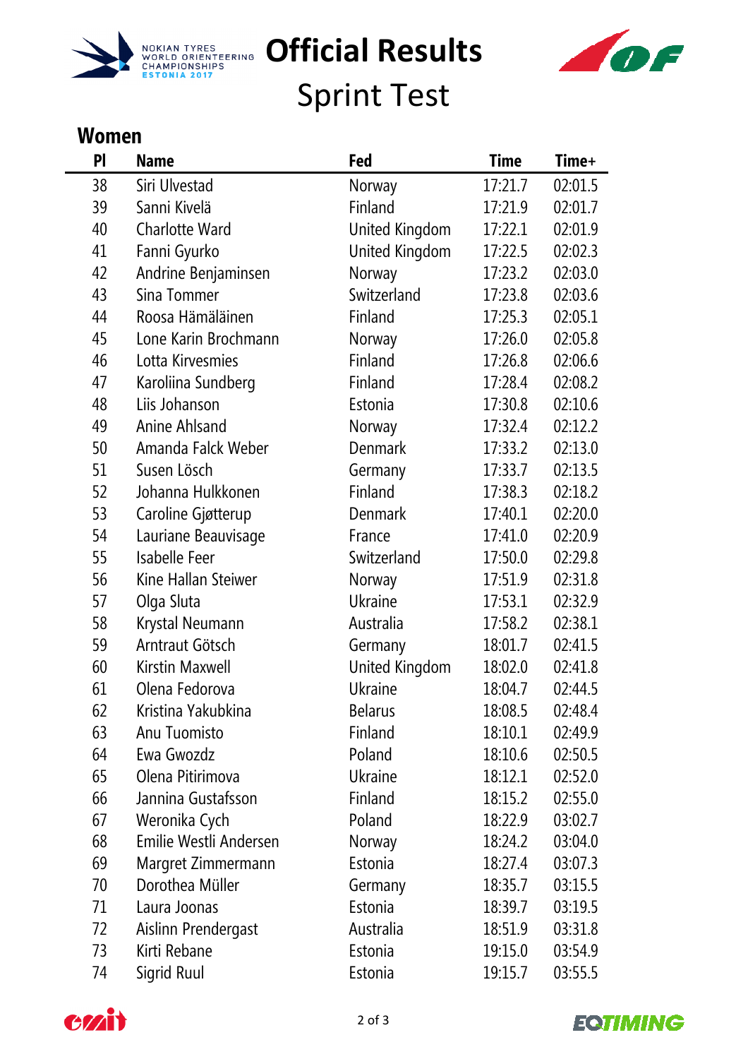# Official Results

## Sprint Test

### Women

| Pl | Name | Fed | Time | Time+ |
|---|---|---|---|---|
| 38 | Siri Ulvestad | Norway | 17:21.7 | 02:01.5 |
| 39 | Sanni Kivelä | Finland | 17:21.9 | 02:01.7 |
| 40 | Charlotte Ward | United Kingdom | 17:22.1 | 02:01.9 |
| 41 | Fanni Gyurko | United Kingdom | 17:22.5 | 02:02.3 |
| 42 | Andrine Benjaminsen | Norway | 17:23.2 | 02:03.0 |
| 43 | Sina Tommer | Switzerland | 17:23.8 | 02:03.6 |
| 44 | Roosa Hämäläinen | Finland | 17:25.3 | 02:05.1 |
| 45 | Lone Karin Brochmann | Norway | 17:26.0 | 02:05.8 |
| 46 | Lotta Kirvesmies | Finland | 17:26.8 | 02:06.6 |
| 47 | Karoliina Sundberg | Finland | 17:28.4 | 02:08.2 |
| 48 | Liis Johanson | Estonia | 17:30.8 | 02:10.6 |
| 49 | Anine Ahlsand | Norway | 17:32.4 | 02:12.2 |
| 50 | Amanda Falck Weber | Denmark | 17:33.2 | 02:13.0 |
| 51 | Susen Lösch | Germany | 17:33.7 | 02:13.5 |
| 52 | Johanna Hulkkonen | Finland | 17:38.3 | 02:18.2 |
| 53 | Caroline Gjøtterup | Denmark | 17:40.1 | 02:20.0 |
| 54 | Lauriane Beauvisage | France | 17:41.0 | 02:20.9 |
| 55 | Isabelle Feer | Switzerland | 17:50.0 | 02:29.8 |
| 56 | Kine Hallan Steiwer | Norway | 17:51.9 | 02:31.8 |
| 57 | Olga Sluta | Ukraine | 17:53.1 | 02:32.9 |
| 58 | Krystal Neumann | Australia | 17:58.2 | 02:38.1 |
| 59 | Arntraut Götsch | Germany | 18:01.7 | 02:41.5 |
| 60 | Kirstin Maxwell | United Kingdom | 18:02.0 | 02:41.8 |
| 61 | Olena Fedorova | Ukraine | 18:04.7 | 02:44.5 |
| 62 | Kristina Yakubkina | Belarus | 18:08.5 | 02:48.4 |
| 63 | Anu Tuomisto | Finland | 18:10.1 | 02:49.9 |
| 64 | Ewa Gwozdz | Poland | 18:10.6 | 02:50.5 |
| 65 | Olena Pitirimova | Ukraine | 18:12.1 | 02:52.0 |
| 66 | Jannina Gustafsson | Finland | 18:15.2 | 02:55.0 |
| 67 | Weronika Cych | Poland | 18:22.9 | 03:02.7 |
| 68 | Emilie Westli Andersen | Norway | 18:24.2 | 03:04.0 |
| 69 | Margret Zimmermann | Estonia | 18:27.4 | 03:07.3 |
| 70 | Dorothea Müller | Germany | 18:35.7 | 03:15.5 |
| 71 | Laura Joonas | Estonia | 18:39.7 | 03:19.5 |
| 72 | Aislinn Prendergast | Australia | 18:51.9 | 03:31.8 |
| 73 | Kirti Rebane | Estonia | 19:15.0 | 03:54.9 |
| 74 | Sigrid Ruul | Estonia | 19:15.7 | 03:55.5 |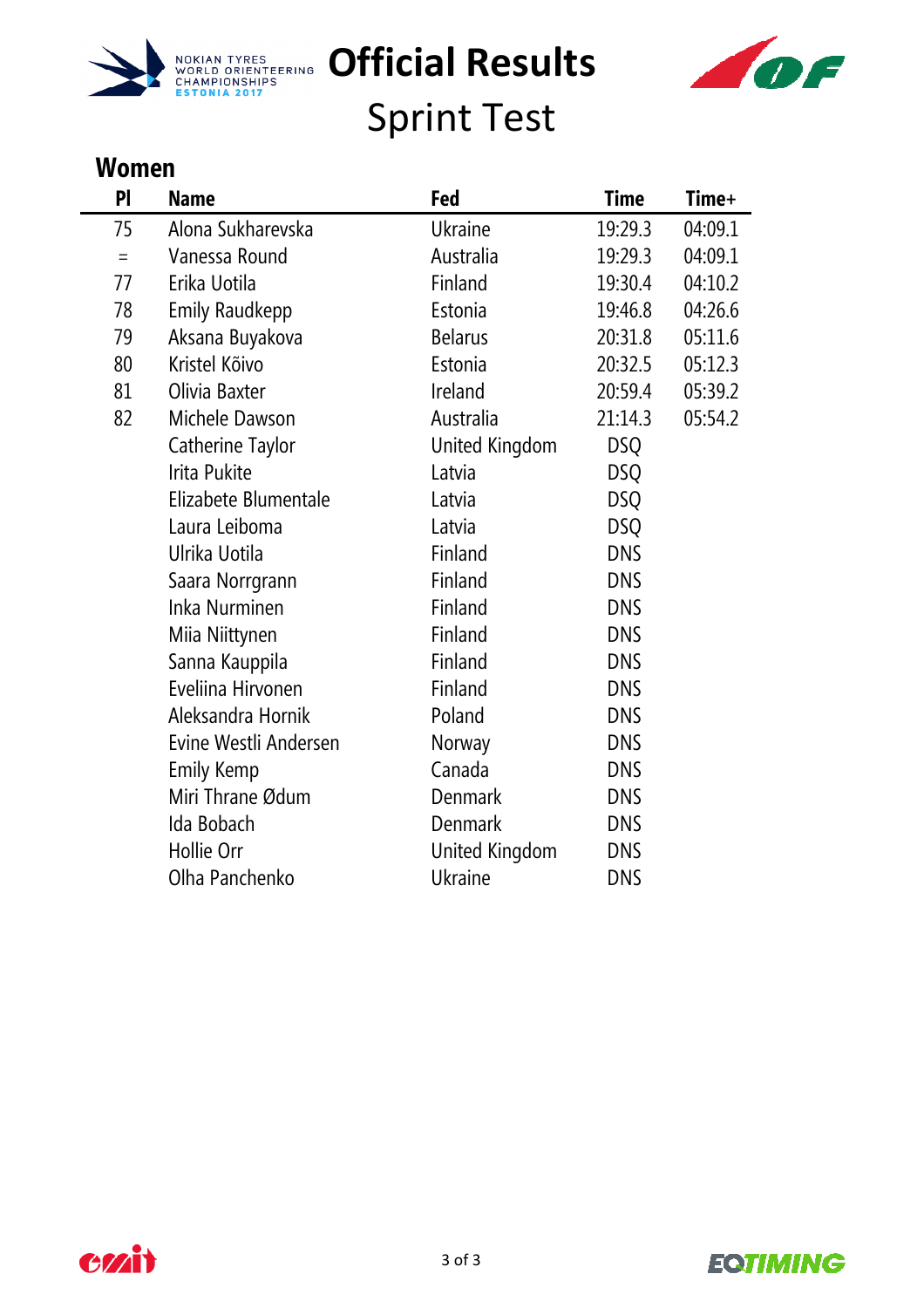NOKIAN TYRES WORLD ORIENTEERING CHAMPIONSHIPS ESTONIA 2017

# Official Results

## Sprint Test

### Women

| Pl | Name | Fed | Time | Time+ |
|---|---|---|---|---|
| 75 | Alona Sukharevska | Ukraine | 19:29.3 | 04:09.1 |
| = | Vanessa Round | Australia | 19:29.3 | 04:09.1 |
| 77 | Erika Uotila | Finland | 19:30.4 | 04:10.2 |
| 78 | Emily Raudkepp | Estonia | 19:46.8 | 04:26.6 |
| 79 | Aksana Buyakova | Belarus | 20:31.8 | 05:11.6 |
| 80 | Kristel Kõivo | Estonia | 20:32.5 | 05:12.3 |
| 81 | Olivia Baxter | Ireland | 20:59.4 | 05:39.2 |
| 82 | Michele Dawson | Australia | 21:14.3 | 05:54.2 |
| | Catherine Taylor | United Kingdom | DSQ | |
| | Irita Pukite | Latvia | DSQ | |
| | Elizabete Blumentale | Latvia | DSQ | |
| | Laura Leiboma | Latvia | DSQ | |
| | Ulrika Uotila | Finland | DNS | |
| | Saara Norrgrann | Finland | DNS | |
| | Inka Nurminen | Finland | DNS | |
| | Miia Niittynen | Finland | DNS | |
| | Sanna Kauppila | Finland | DNS | |
| | Eveliina Hirvonen | Finland | DNS | |
| | Aleksandra Hornik | Poland | DNS | |
| | Evine Westli Andersen | Norway | DNS | |
| | Emily Kemp | Canada | DNS | |
| | Miri Thrane Ødum | Denmark | DNS | |
| | Ida Bobach | Denmark | DNS | |
| | Hollie Orr | United Kingdom | DNS | |
| | Olha Panchenko | Ukraine | DNS | |